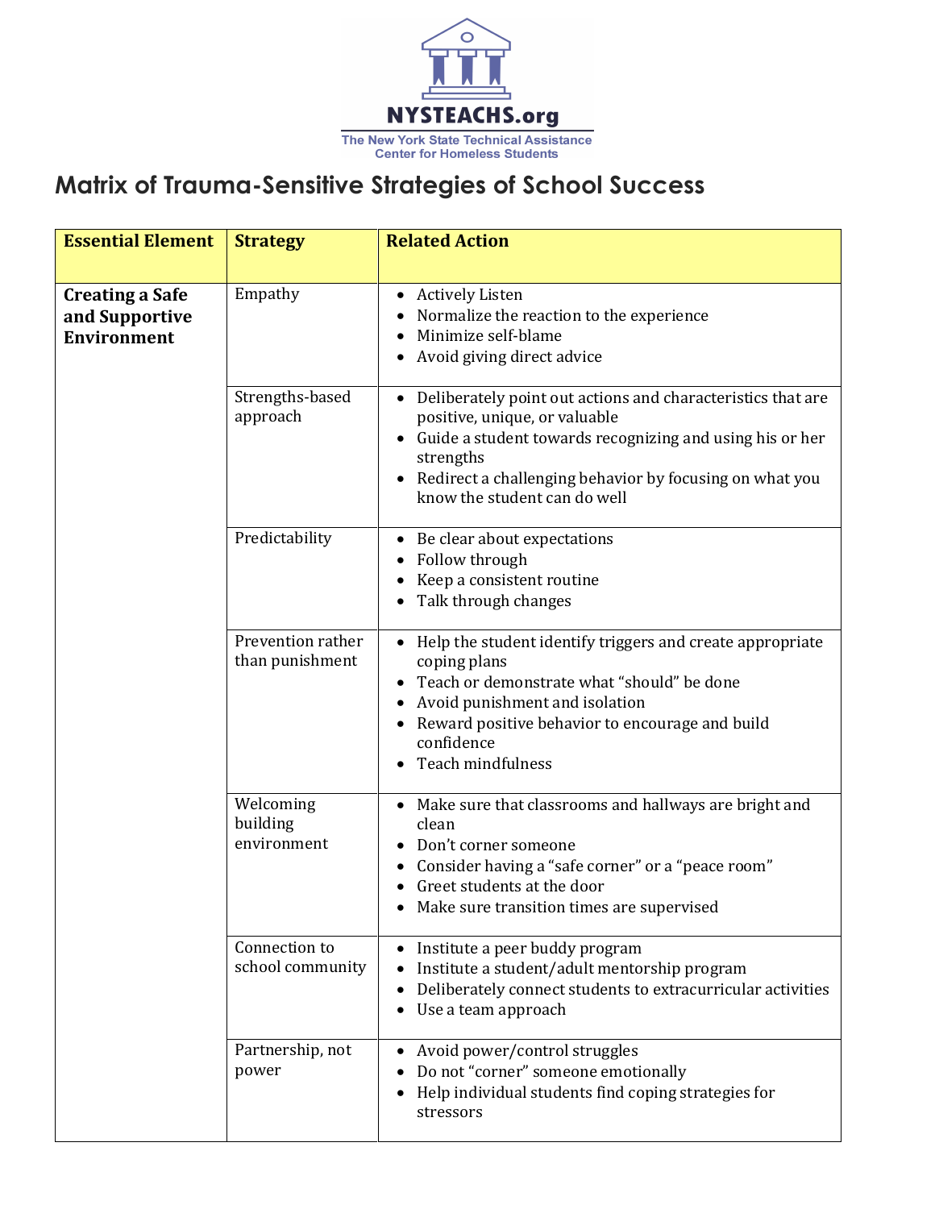NYSTEACHS.org

The New York State Technical Assistance Center for Homeless Students

# Matrix of Trauma-Sensitive Strategies of School Success

| Essential Element | Strategy | Related Action |
|---|---|---|
| **Creating a Safe and Supportive Environment** | Empathy | • Actively Listen<br>• Normalize the reaction to the experience<br>• Minimize self-blame<br>• Avoid giving direct advice |
| | Strengths-based approach | • Deliberately point out actions and characteristics that are positive, unique, or valuable<br>• Guide a student towards recognizing and using his or her strengths<br>• Redirect a challenging behavior by focusing on what you know the student can do well |
| | Predictability | • Be clear about expectations<br>• Follow through<br>• Keep a consistent routine<br>• Talk through changes |
| | Prevention rather than punishment | • Help the student identify triggers and create appropriate coping plans<br>• Teach or demonstrate what "should" be done<br>• Avoid punishment and isolation<br>• Reward positive behavior to encourage and build confidence<br>• Teach mindfulness |
| | Welcoming building environment | • Make sure that classrooms and hallways are bright and clean<br>• Don't corner someone<br>• Consider having a "safe corner" or a "peace room"<br>• Greet students at the door<br>• Make sure transition times are supervised |
| | Connection to school community | • Institute a peer buddy program<br>• Institute a student/adult mentorship program<br>• Deliberately connect students to extracurricular activities<br>• Use a team approach |
| | Partnership, not power | • Avoid power/control struggles<br>• Do not "corner" someone emotionally<br>• Help individual students find coping strategies for stressors |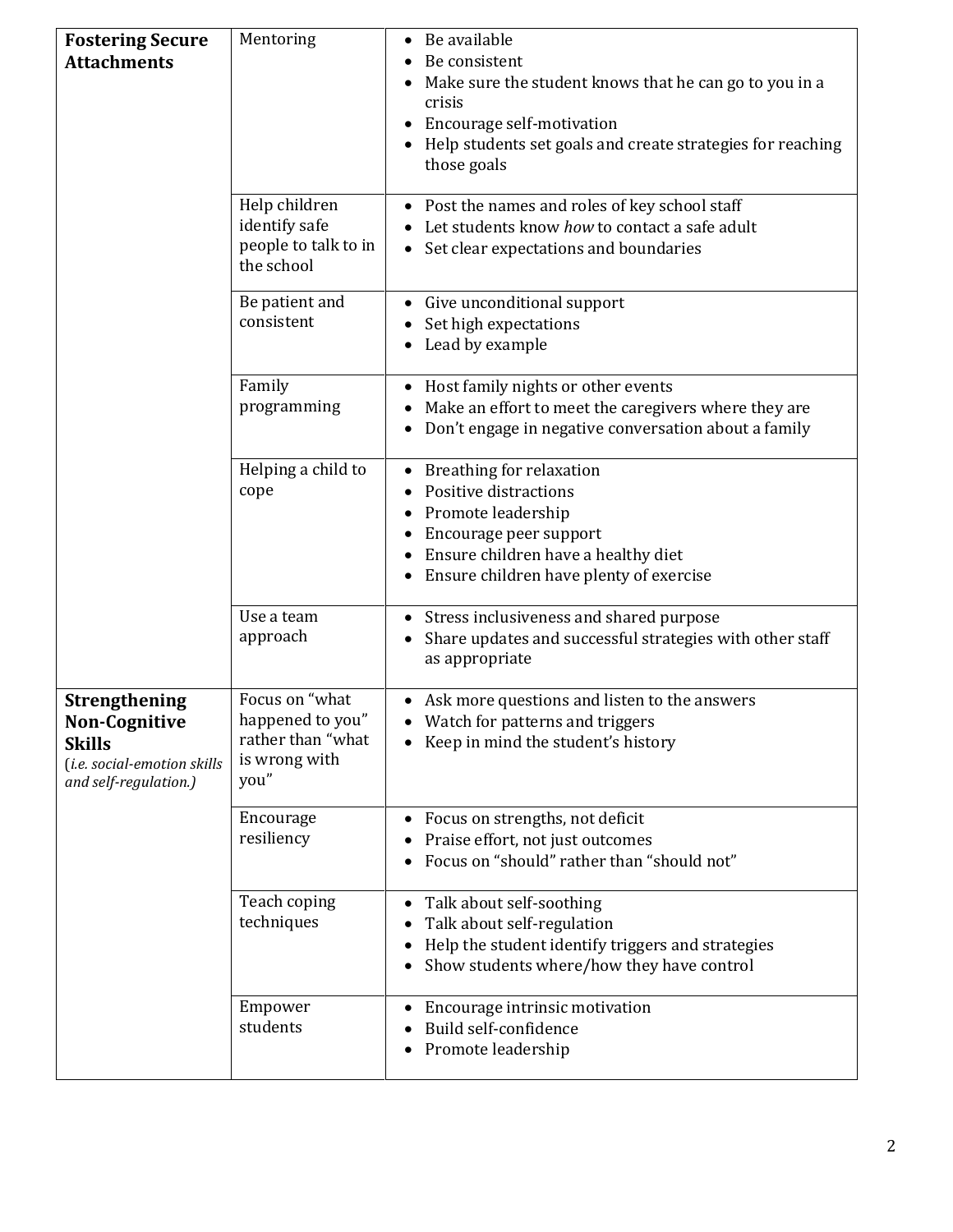| | | |
|---|---|---|
| **Fostering Secure Attachments** | Mentoring | • Be available<br>• Be consistent<br>• Make sure the student knows that he can go to you in a crisis<br>• Encourage self-motivation<br>• Help students set goals and create strategies for reaching those goals |
| | Help children identify safe people to talk to in the school | • Post the names and roles of key school staff<br>• Let students know *how* to contact a safe adult<br>• Set clear expectations and boundaries |
| | Be patient and consistent | • Give unconditional support<br>• Set high expectations<br>• Lead by example |
| | Family programming | • Host family nights or other events<br>• Make an effort to meet the caregivers where they are<br>• Don't engage in negative conversation about a family |
| | Helping a child to cope | • Breathing for relaxation<br>• Positive distractions<br>• Promote leadership<br>• Encourage peer support<br>• Ensure children have a healthy diet<br>• Ensure children have plenty of exercise |
| | Use a team approach | • Stress inclusiveness and shared purpose<br>• Share updates and successful strategies with other staff as appropriate |
| **Strengthening Non-Cognitive Skills** (*i.e. social-emotion skills and self-regulation.)* | Focus on "what happened to you" rather than "what is wrong with you" | • Ask more questions and listen to the answers<br>• Watch for patterns and triggers<br>• Keep in mind the student's history |
| | Encourage resiliency | • Focus on strengths, not deficit<br>• Praise effort, not just outcomes<br>• Focus on "should" rather than "should not" |
| | Teach coping techniques | • Talk about self-soothing<br>• Talk about self-regulation<br>• Help the student identify triggers and strategies<br>• Show students where/how they have control |
| | Empower students | • Encourage intrinsic motivation<br>• Build self-confidence<br>• Promote leadership |